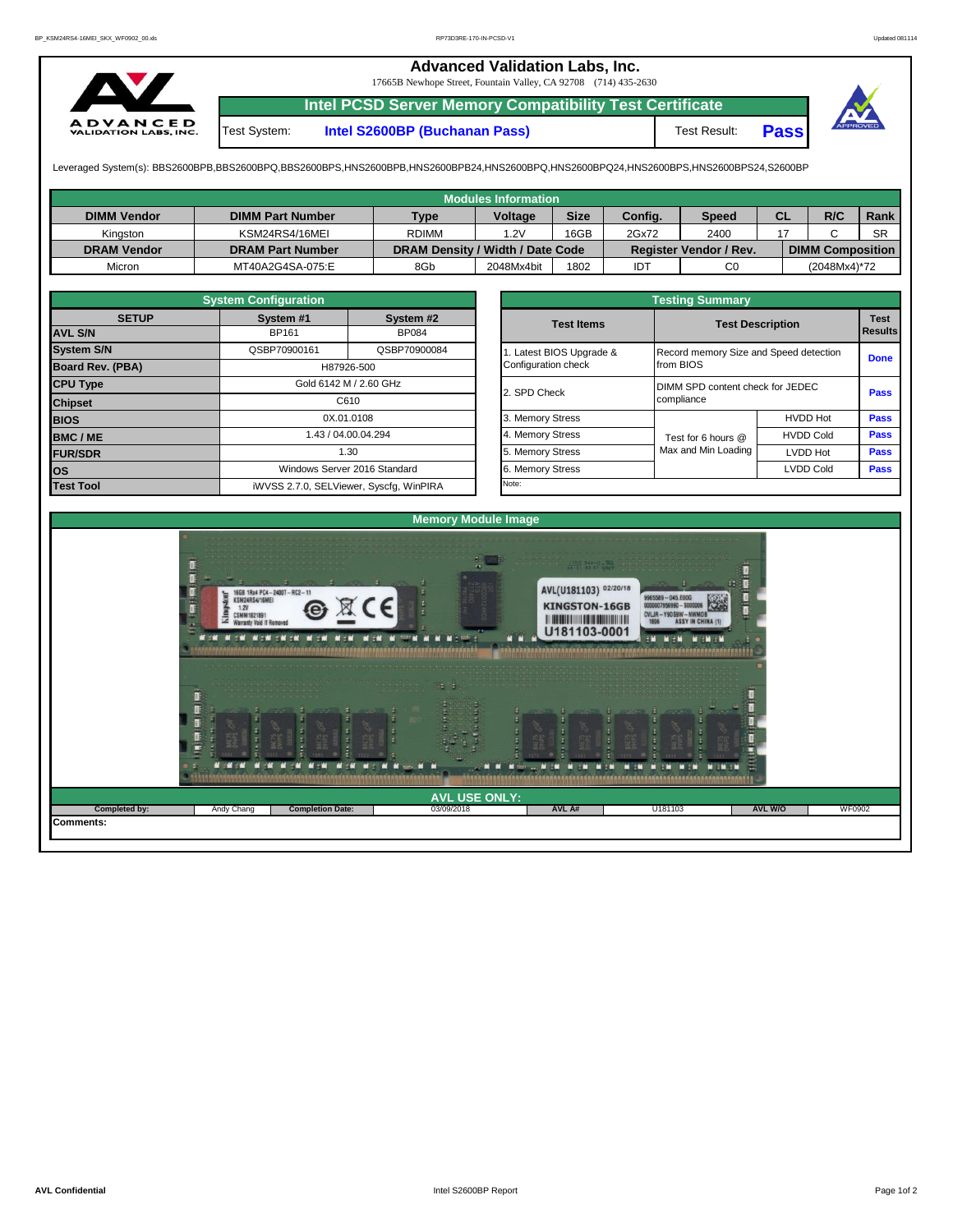# Advanced Validation Labs, Inc.

17665B Newhope Street, Fountain Valley, CA 92708 (714) 435-2630

## Intel PCSD Server Memory Compatibility Test Certificate

Test System: **Intel S2600BP (Buchanan Pass)** Test Result: **Pass**

Leveraged System(s): BBS2600BPB,BBS2600BPQ,BBS2600BPS,HNS2600BPB,HNS2600BPB24,HNS2600BPQ,HNS2600BPQ24,HNS2600BPS,HNS2600BPS24,S2600BP

## Modules Information

| DIMM Vendor | DIMM Part Number | Type | Voltage | Size | Config. | Speed | CL | R/C | Rank |
|---|---|---|---|---|---|---|---|---|---|
| Kingston | KSM24RS4/16MEI | RDIMM | 1.2V | 16GB | 2Gx72 | 2400 | 17 | C | SR |
| **DRAM Vendor** | **DRAM Part Number** | **DRAM Density / Width / Date Code** | | | **Register Vendor / Rev.** | | **DIMM Composition** | | |
| Micron | MT40A2G4SA-075:E | 8Gb | 2048Mx4bit | 1802 | IDT | C0 | (2048Mx4)*72 | | |

## System Configuration

| SETUP | System #1 | System #2 |
|---|---|---|
| **AVL S/N** | BP161 | BP084 |
| **System S/N** | QSBP70900161 | QSBP70900084 |
| **Board Rev. (PBA)** | H87926-500 | |
| **CPU Type** | Gold 6142 M / 2.60 GHz | |
| **Chipset** | C610 | |
| **BIOS** | 0X.01.0108 | |
| **BMC / ME** | 1.43 / 04.00.04.294 | |
| **FUR/SDR** | 1.30 | |
| **OS** | Windows Server 2016 Standard | |
| **Test Tool** | iWVSS 2.7.0, SELViewer, Syscfg, WinPIRA | |

## Testing Summary

| Test Items | Test Description | | Test Results |
|---|---|---|---|
| 1. Latest BIOS Upgrade & Configuration check | Record memory Size and Speed detection from BIOS | | Done |
| 2. SPD Check | DIMM SPD content check for JEDEC compliance | | Pass |
| 3. Memory Stress | Test for 6 hours @ Max and Min Loading | HVDD Hot | Pass |
| 4. Memory Stress | | HVDD Cold | Pass |
| 5. Memory Stress | | LVDD Hot | Pass |
| 6. Memory Stress | | LVDD Cold | Pass |

Note:

## Memory Module Image

## AVL USE ONLY:

| Completed by: | Andy Chang | Completion Date: | 03/09/2018 | AVL A# | U181103 | AVL W/O | WF0902 |
|---|---|---|---|---|---|---|---|

**Comments:**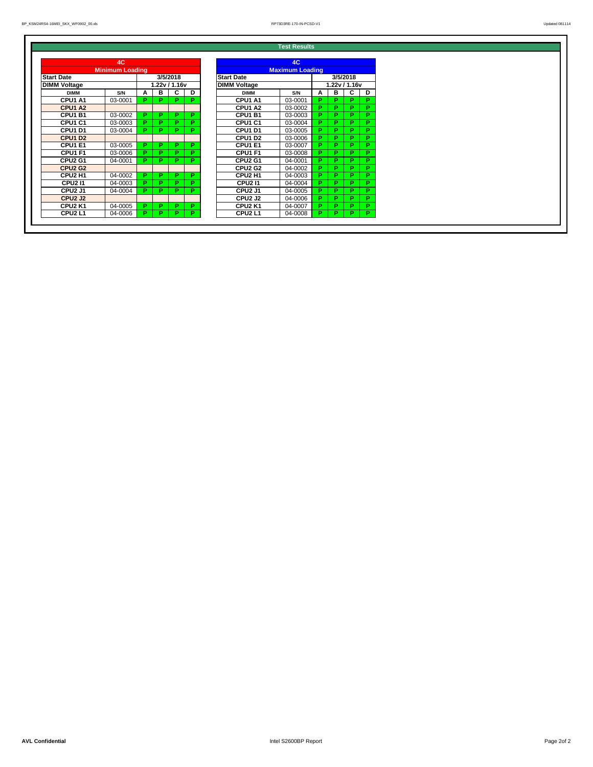## Test Results

| 4C Minimum Loading | | | | | |
|---|---|---|---|---|---|
| **Start Date** | | 3/5/2018 | | | |
| **DIMM Voltage** | | 1.22v / 1.16v | | | |
| **DIMM** | **S/N** | **A** | **B** | **C** | **D** |
| **CPU1 A1** | 03-0001 | P | P | P | P |
| **CPU1 A2** | | | | | |
| **CPU1 B1** | 03-0002 | P | P | P | P |
| **CPU1 C1** | 03-0003 | P | P | P | P |
| **CPU1 D1** | 03-0004 | P | P | P | P |
| **CPU1 D2** | | | | | |
| **CPU1 E1** | 03-0005 | P | P | P | P |
| **CPU1 F1** | 03-0006 | P | P | P | P |
| **CPU2 G1** | 04-0001 | P | P | P | P |
| **CPU2 G2** | | | | | |
| **CPU2 H1** | 04-0002 | P | P | P | P |
| **CPU2 I1** | 04-0003 | P | P | P | P |
| **CPU2 J1** | 04-0004 | P | P | P | P |
| **CPU2 J2** | | | | | |
| **CPU2 K1** | 04-0005 | P | P | P | P |
| **CPU2 L1** | 04-0006 | P | P | P | P |

| 4C Maximum Loading | | | | | |
|---|---|---|---|---|---|
| **Start Date** | | 3/5/2018 | | | |
| **DIMM Voltage** | | 1.22v / 1.16v | | | |
| **DIMM** | **S/N** | **A** | **B** | **C** | **D** |
| **CPU1 A1** | 03-0001 | P | P | P | P |
| **CPU1 A2** | 03-0002 | P | P | P | P |
| **CPU1 B1** | 03-0003 | P | P | P | P |
| **CPU1 C1** | 03-0004 | P | P | P | P |
| **CPU1 D1** | 03-0005 | P | P | P | P |
| **CPU1 D2** | 03-0006 | P | P | P | P |
| **CPU1 E1** | 03-0007 | P | P | P | P |
| **CPU1 F1** | 03-0008 | P | P | P | P |
| **CPU2 G1** | 04-0001 | P | P | P | P |
| **CPU2 G2** | 04-0002 | P | P | P | P |
| **CPU2 H1** | 04-0003 | P | P | P | P |
| **CPU2 I1** | 04-0004 | P | P | P | P |
| **CPU2 J1** | 04-0005 | P | P | P | P |
| **CPU2 J2** | 04-0006 | P | P | P | P |
| **CPU2 K1** | 04-0007 | P | P | P | P |
| **CPU2 L1** | 04-0008 | P | P | P | P |